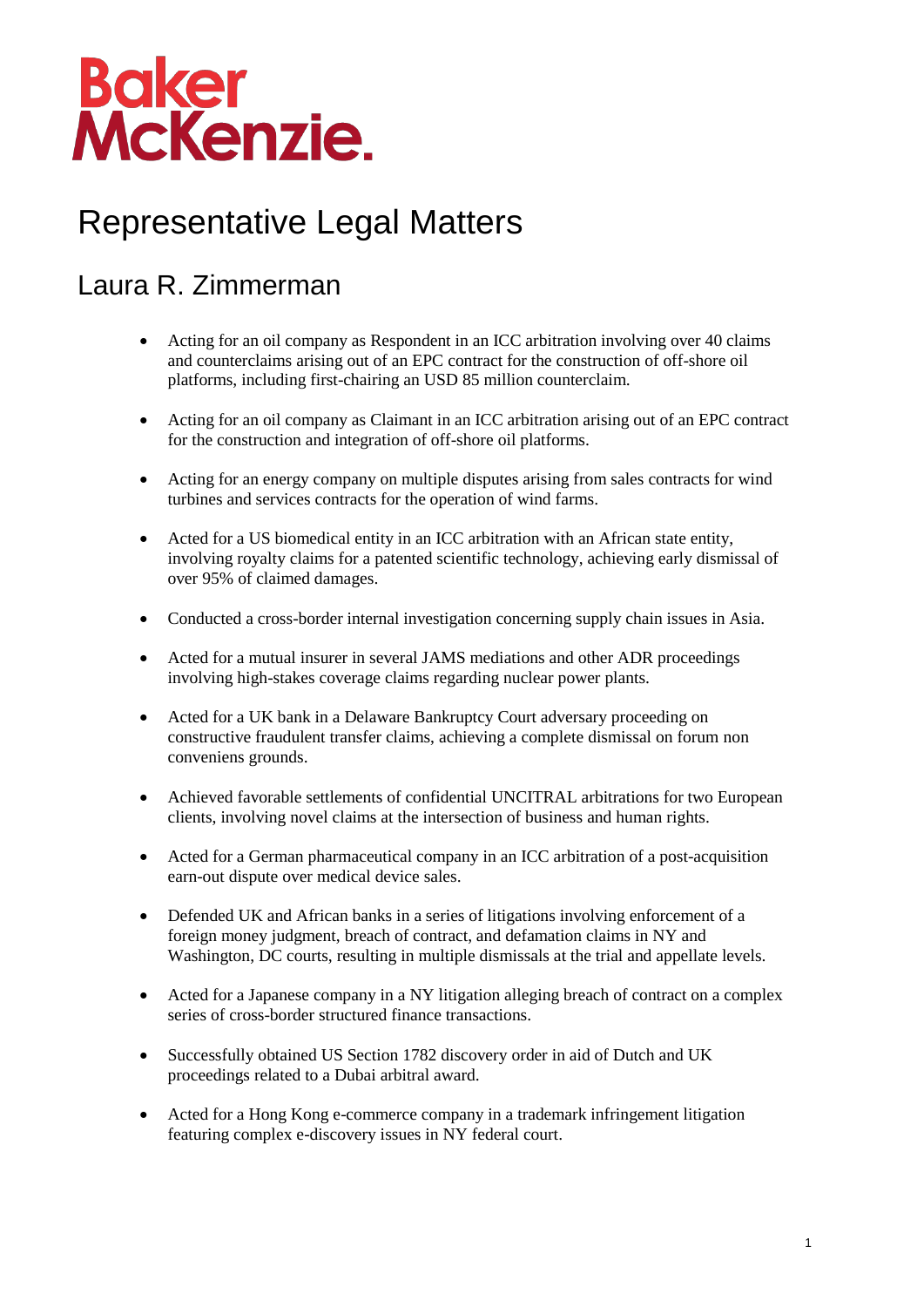Baker McKenzie.

# Representative Legal Matters

## Laura R. Zimmerman

- Acting for an oil company as Respondent in an ICC arbitration involving over 40 claims and counterclaims arising out of an EPC contract for the construction of off-shore oil platforms, including first-chairing an USD 85 million counterclaim.

- Acting for an oil company as Claimant in an ICC arbitration arising out of an EPC contract for the construction and integration of off-shore oil platforms.

- Acting for an energy company on multiple disputes arising from sales contracts for wind turbines and services contracts for the operation of wind farms.

- Acted for a US biomedical entity in an ICC arbitration with an African state entity, involving royalty claims for a patented scientific technology, achieving early dismissal of over 95% of claimed damages.

- Conducted a cross-border internal investigation concerning supply chain issues in Asia.

- Acted for a mutual insurer in several JAMS mediations and other ADR proceedings involving high-stakes coverage claims regarding nuclear power plants.

- Acted for a UK bank in a Delaware Bankruptcy Court adversary proceeding on constructive fraudulent transfer claims, achieving a complete dismissal on forum non conveniens grounds.

- Achieved favorable settlements of confidential UNCITRAL arbitrations for two European clients, involving novel claims at the intersection of business and human rights.

- Acted for a German pharmaceutical company in an ICC arbitration of a post-acquisition earn-out dispute over medical device sales.

- Defended UK and African banks in a series of litigations involving enforcement of a foreign money judgment, breach of contract, and defamation claims in NY and Washington, DC courts, resulting in multiple dismissals at the trial and appellate levels.

- Acted for a Japanese company in a NY litigation alleging breach of contract on a complex series of cross-border structured finance transactions.

- Successfully obtained US Section 1782 discovery order in aid of Dutch and UK proceedings related to a Dubai arbitral award.

- Acted for a Hong Kong e-commerce company in a trademark infringement litigation featuring complex e-discovery issues in NY federal court.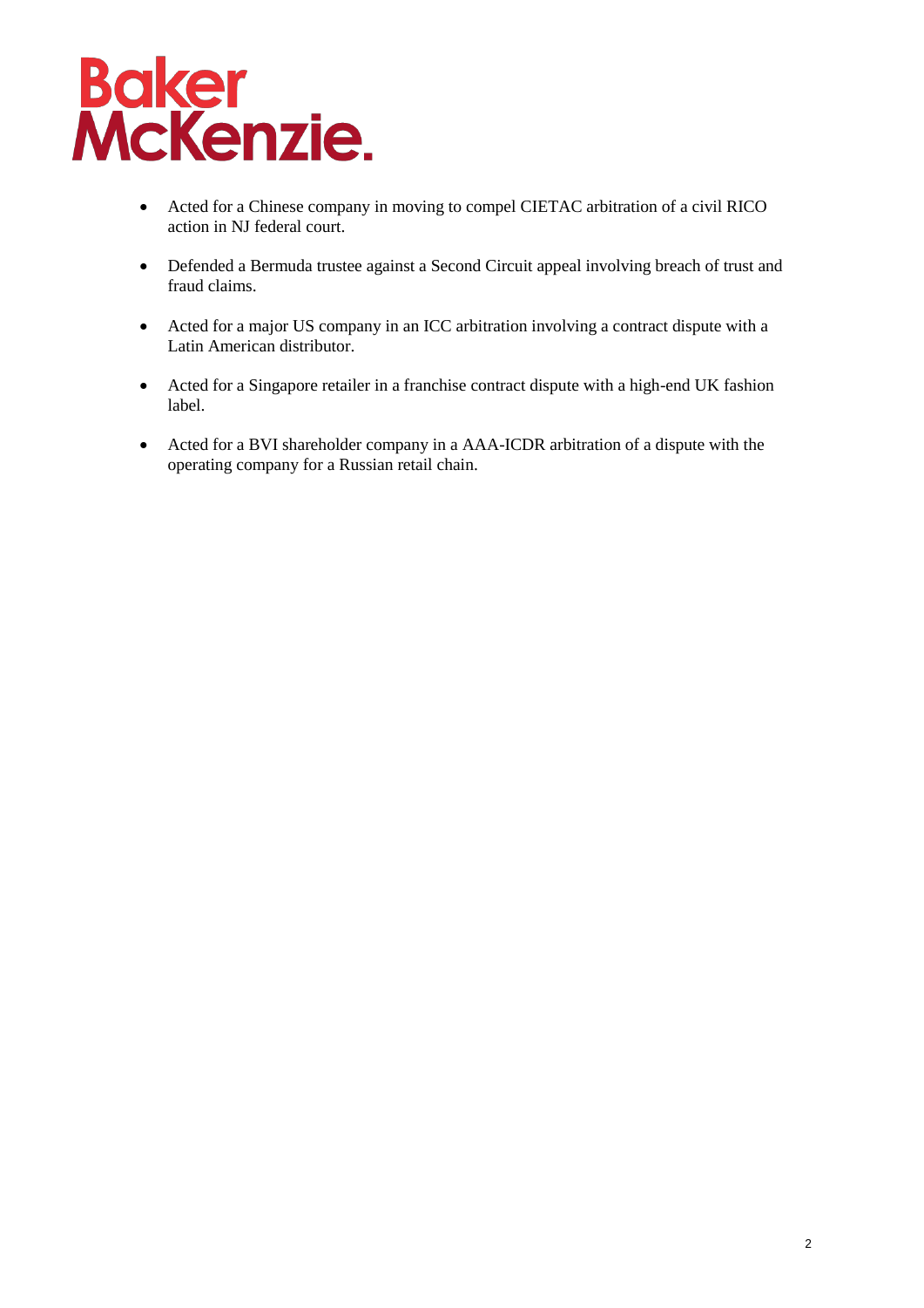- Acted for a Chinese company in moving to compel CIETAC arbitration of a civil RICO action in NJ federal court.
- Defended a Bermuda trustee against a Second Circuit appeal involving breach of trust and fraud claims.
- Acted for a major US company in an ICC arbitration involving a contract dispute with a Latin American distributor.
- Acted for a Singapore retailer in a franchise contract dispute with a high-end UK fashion label.
- Acted for a BVI shareholder company in a AAA-ICDR arbitration of a dispute with the operating company for a Russian retail chain.